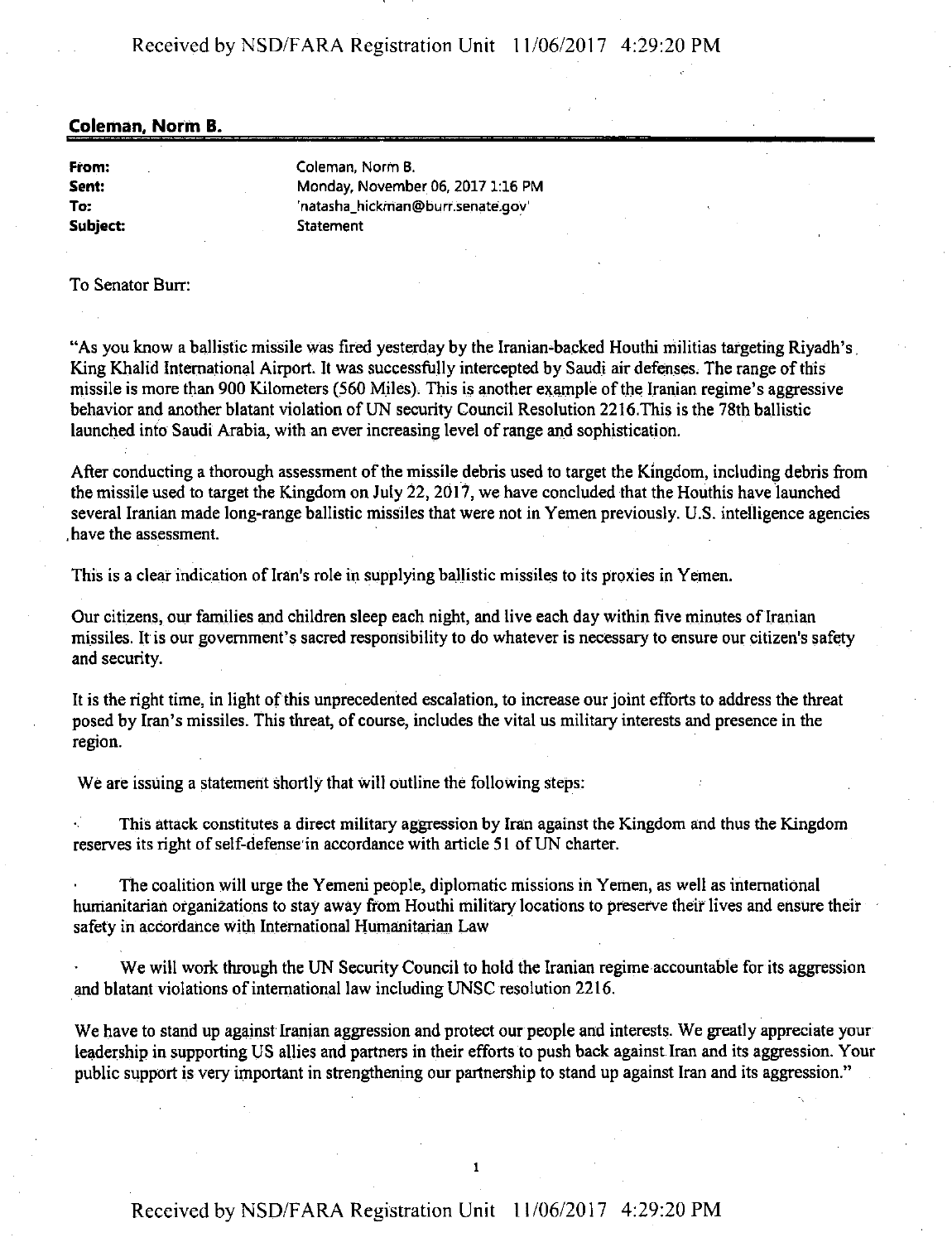**Coleman, Norm B.**

| | |
|---|---|
| **From:** | Coleman, Norm B. |
| **Sent:** | Monday, November 06, 2017 1:16 PM |
| **To:** | 'natasha_hickman@burr.senate.gov' |
| **Subject:** | Statement |

To Senator Burr:

"As you know a ballistic missile was fired yesterday by the Iranian-backed Houthi militias targeting Riyadh's King Khalid International Airport. It was successfully intercepted by Saudi air defenses. The range of this missile is more than 900 Kilometers (560 Miles). This is another example of the Iranian regime's aggressive behavior and another blatant violation of UN security Council Resolution 2216.This is the 78th ballistic launched into Saudi Arabia, with an ever increasing level of range and sophistication.

After conducting a thorough assessment of the missile debris used to target the Kingdom, including debris from the missile used to target the Kingdom on July 22, 2017, we have concluded that the Houthis have launched several Iranian made long-range ballistic missiles that were not in Yemen previously. U.S. intelligence agencies have the assessment.

This is a clear indication of Iran's role in supplying ballistic missiles to its proxies in Yemen.

Our citizens, our families and children sleep each night, and live each day within five minutes of Iranian missiles. It is our government's sacred responsibility to do whatever is necessary to ensure our citizen's safety and security.

It is the right time, in light of this unprecedented escalation, to increase our joint efforts to address the threat posed by Iran's missiles. This threat, of course, includes the vital us military interests and presence in the region.

We are issuing a statement shortly that will outline the following steps:

- This attack constitutes a direct military aggression by Iran against the Kingdom and thus the Kingdom reserves its right of self-defense in accordance with article 51 of UN charter.

- The coalition will urge the Yemeni people, diplomatic missions in Yemen, as well as international humanitarian organizations to stay away from Houthi military locations to preserve their lives and ensure their safety in accordance with International Humanitarian Law

- We will work through the UN Security Council to hold the Iranian regime accountable for its aggression and blatant violations of international law including UNSC resolution 2216.

We have to stand up against Iranian aggression and protect our people and interests. We greatly appreciate your leadership in supporting US allies and partners in their efforts to push back against Iran and its aggression. Your public support is very important in strengthening our partnership to stand up against Iran and its aggression."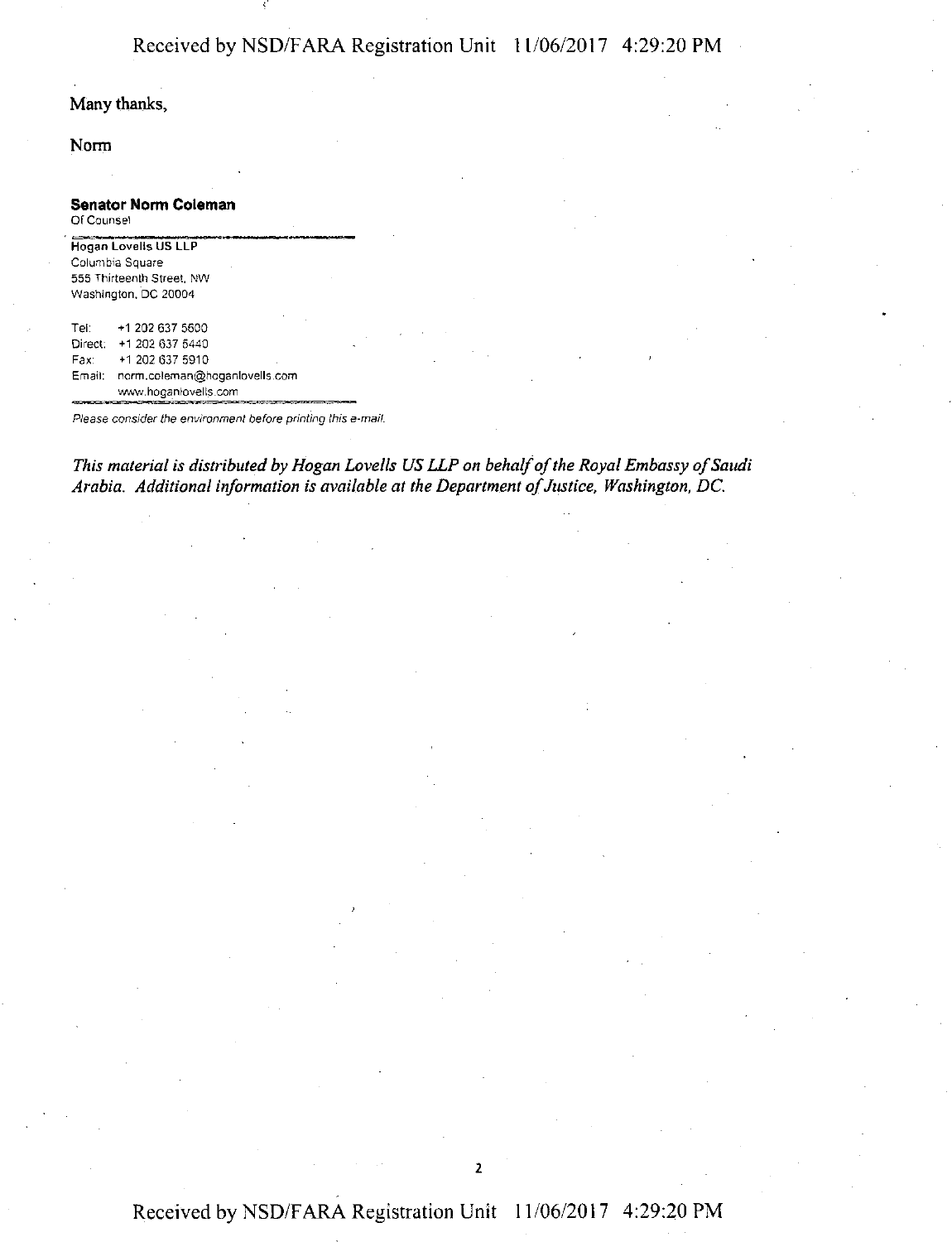Many thanks,

Norm

**Senator Norm Coleman**
Of Counsel

**Hogan Lovells US LLP**
Columbia Square
555 Thirteenth Street, NW
Washington, DC 20004

Tel: +1 202 637 5600
Direct: +1 202 637 5440
Fax: +1 202 637 5910
Email: norm.coleman@hoganlovells.com
www.hoganlovells.com

*Please consider the environment before printing this e-mail.*

*This material is distributed by Hogan Lovells US LLP on behalf of the Royal Embassy of Saudi Arabia. Additional information is available at the Department of Justice, Washington, DC.*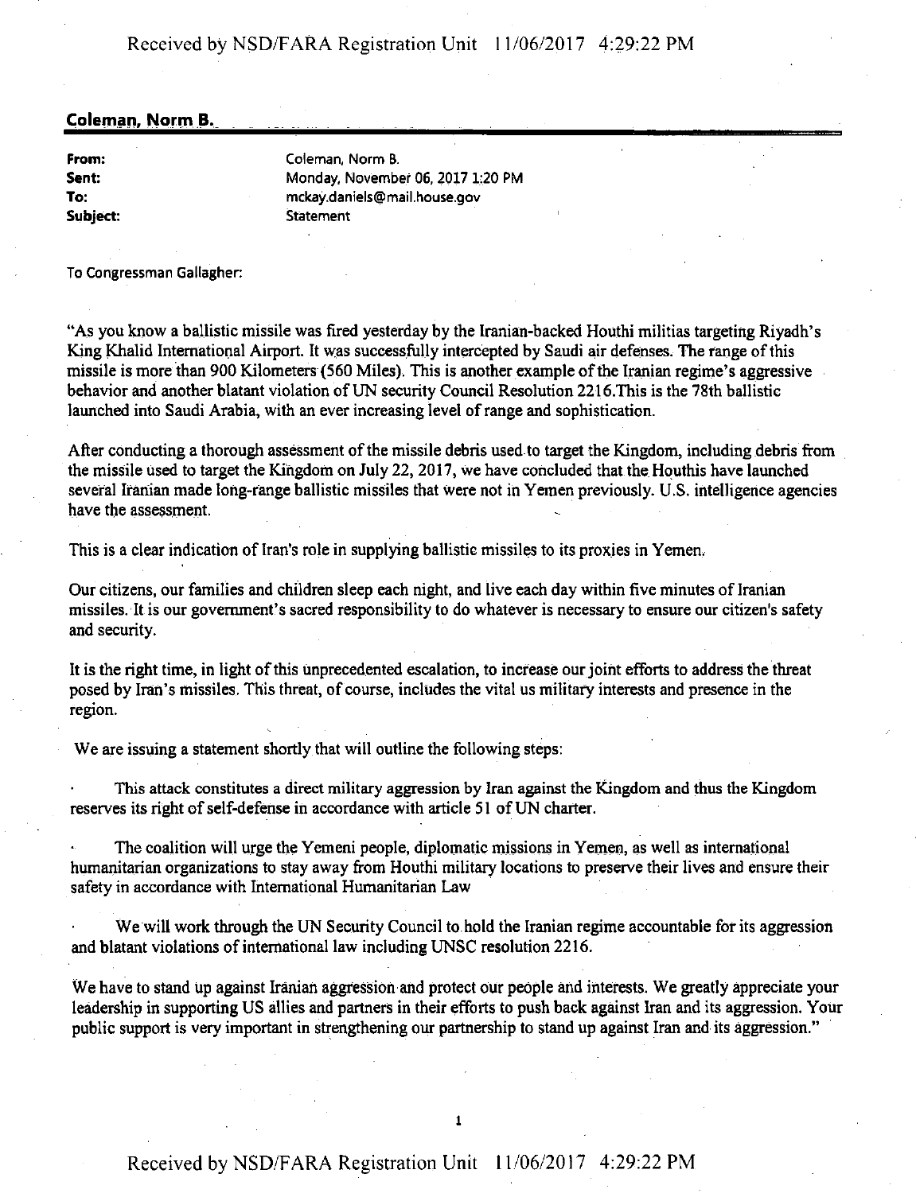**Coleman, Norm B.**

| | |
|---|---|
| **From:** | Coleman, Norm B. |
| **Sent:** | Monday, November 06, 2017 1:20 PM |
| **To:** | mckay.daniels@mail.house.gov |
| **Subject:** | Statement |

To Congressman Gallagher:

"As you know a ballistic missile was fired yesterday by the Iranian-backed Houthi militias targeting Riyadh's King Khalid International Airport. It was successfully intercepted by Saudi air defenses. The range of this missile is more than 900 Kilometers (560 Miles). This is another example of the Iranian regime's aggressive behavior and another blatant violation of UN security Council Resolution 2216.This is the 78th ballistic launched into Saudi Arabia, with an ever increasing level of range and sophistication.

After conducting a thorough assessment of the missile debris used to target the Kingdom, including debris from the missile used to target the Kingdom on July 22, 2017, we have concluded that the Houthis have launched several Iranian made long-range ballistic missiles that were not in Yemen previously. U.S. intelligence agencies have the assessment.

This is a clear indication of Iran's role in supplying ballistic missiles to its proxies in Yemen.

Our citizens, our families and children sleep each night, and live each day within five minutes of Iranian missiles. It is our government's sacred responsibility to do whatever is necessary to ensure our citizen's safety and security.

It is the right time, in light of this unprecedented escalation, to increase our joint efforts to address the threat posed by Iran's missiles. This threat, of course, includes the vital us military interests and presence in the region.

We are issuing a statement shortly that will outline the following steps:

- This attack constitutes a direct military aggression by Iran against the Kingdom and thus the Kingdom reserves its right of self-defense in accordance with article 51 of UN charter.
- The coalition will urge the Yemeni people, diplomatic missions in Yemen, as well as international humanitarian organizations to stay away from Houthi military locations to preserve their lives and ensure their safety in accordance with International Humanitarian Law
- We will work through the UN Security Council to hold the Iranian regime accountable for its aggression and blatant violations of international law including UNSC resolution 2216.

We have to stand up against Iranian aggression and protect our people and interests. We greatly appreciate your leadership in supporting US allies and partners in their efforts to push back against Iran and its aggression. Your public support is very important in strengthening our partnership to stand up against Iran and its aggression."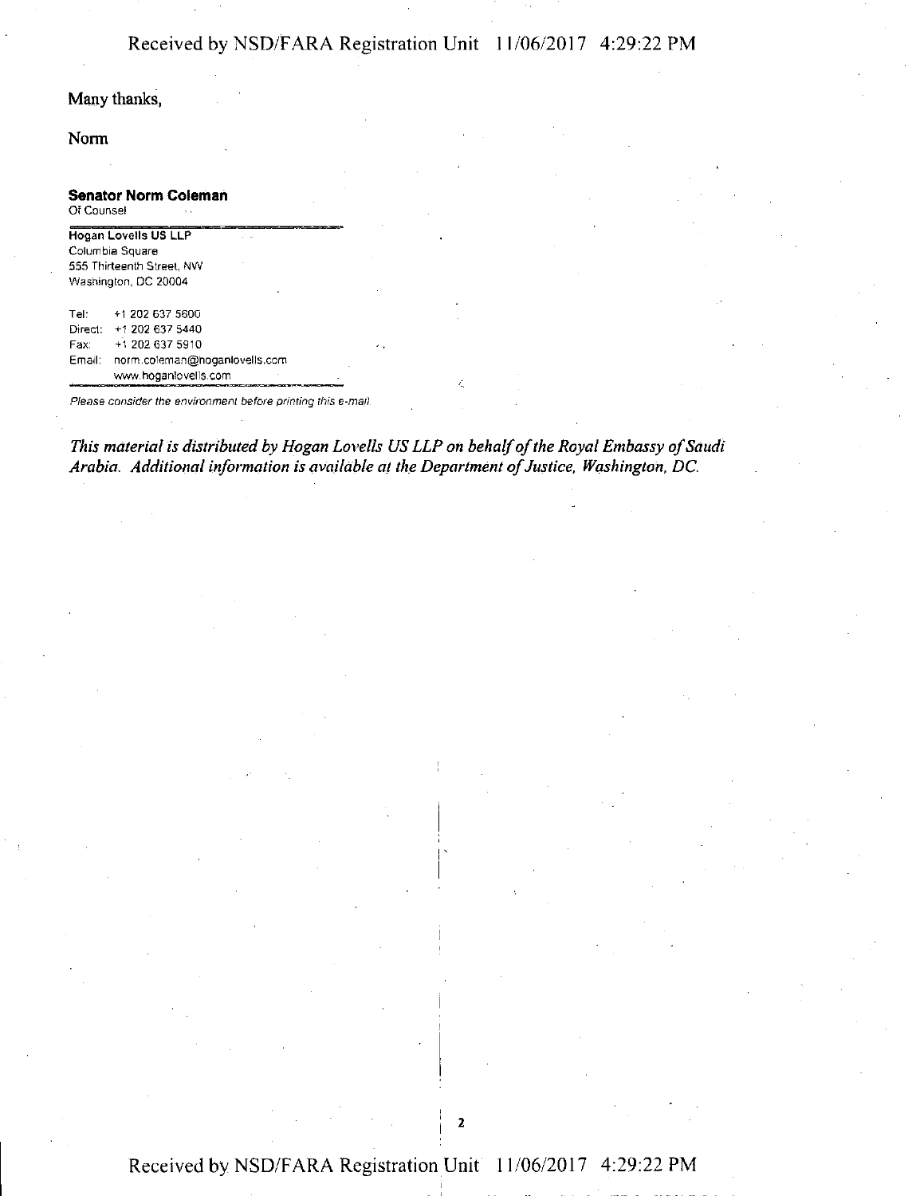Many thanks,

Norm

**Senator Norm Coleman**
Of Counsel

**Hogan Lovells US LLP**
Columbia Square
555 Thirteenth Street, NW
Washington, DC 20004

Tel: +1 202 637 5600
Direct: +1 202 637 5440
Fax: +1 202 637 5910
Email: norm.coleman@hoganlovells.com
www.hoganlovells.com

*Please consider the environment before printing this e-mail.*

*This material is distributed by Hogan Lovells US LLP on behalf of the Royal Embassy of Saudi Arabia. Additional information is available at the Department of Justice, Washington, DC.*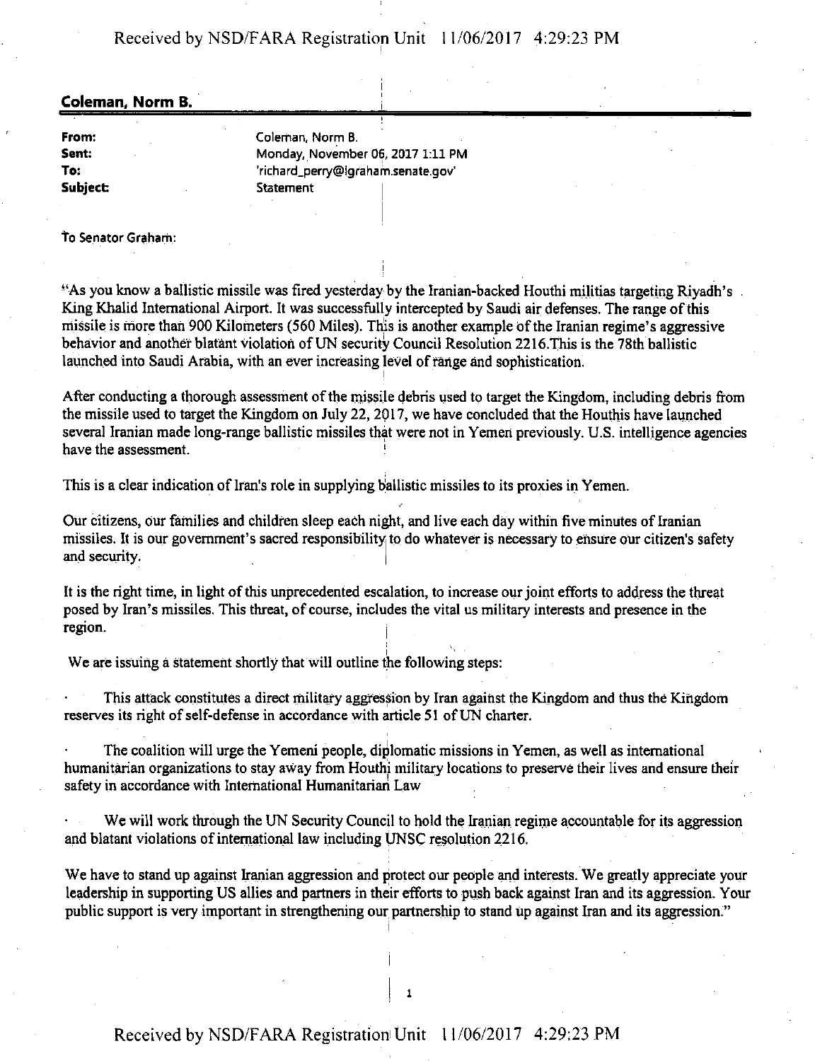**Coleman, Norm B.**

| | |
|---|---|
| **From:** | Coleman, Norm B. |
| **Sent:** | Monday, November 06, 2017 1:11 PM |
| **To:** | 'richard_perry@lgraham.senate.gov' |
| **Subject:** | Statement |

To Senator Graham:

"As you know a ballistic missile was fired yesterday by the Iranian-backed Houthi militias targeting Riyadh's King Khalid International Airport. It was successfully intercepted by Saudi air defenses. The range of this missile is more than 900 Kilometers (560 Miles). This is another example of the Iranian regime's aggressive behavior and another blatant violation of UN security Council Resolution 2216.This is the 78th ballistic launched into Saudi Arabia, with an ever increasing level of range and sophistication.

After conducting a thorough assessment of the missile debris used to target the Kingdom, including debris from the missile used to target the Kingdom on July 22, 2017, we have concluded that the Houthis have launched several Iranian made long-range ballistic missiles that were not in Yemen previously. U.S. intelligence agencies have the assessment.

This is a clear indication of Iran's role in supplying ballistic missiles to its proxies in Yemen.

Our citizens, our families and children sleep each night, and live each day within five minutes of Iranian missiles. It is our government's sacred responsibility to do whatever is necessary to ensure our citizen's safety and security.

It is the right time, in light of this unprecedented escalation, to increase our joint efforts to address the threat posed by Iran's missiles. This threat, of course, includes the vital us military interests and presence in the region.

We are issuing a statement shortly that will outline the following steps:

- This attack constitutes a direct military aggression by Iran against the Kingdom and thus the Kingdom reserves its right of self-defense in accordance with article 51 of UN charter.
- The coalition will urge the Yemeni people, diplomatic missions in Yemen, as well as international humanitarian organizations to stay away from Houthi military locations to preserve their lives and ensure their safety in accordance with International Humanitarian Law
- We will work through the UN Security Council to hold the Iranian regime accountable for its aggression and blatant violations of international law including UNSC resolution 2216.

We have to stand up against Iranian aggression and protect our people and interests. We greatly appreciate your leadership in supporting US allies and partners in their efforts to push back against Iran and its aggression. Your public support is very important in strengthening our partnership to stand up against Iran and its aggression."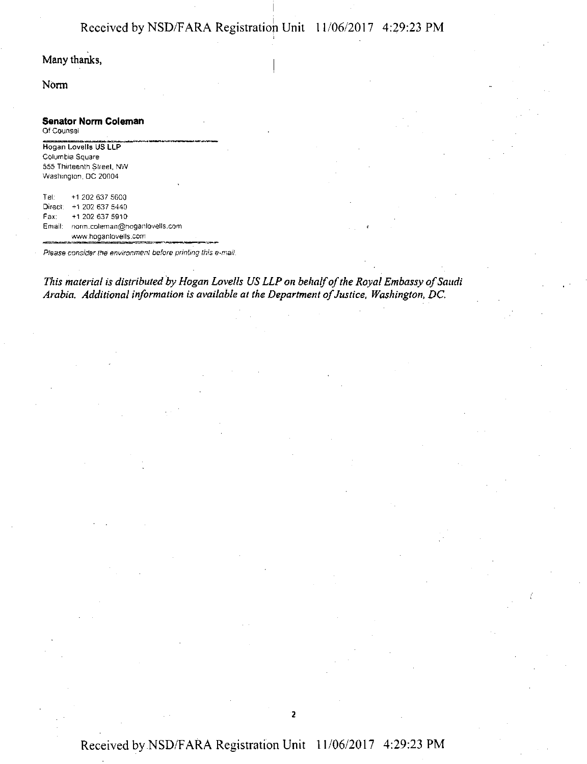Many thanks,

Norm

**Senator Norm Coleman**
Of Counsel

**Hogan Lovells US LLP**
Columbia Square
555 Thirteenth Street, NW
Washington, DC 20004

Tel: +1 202 637 5600
Direct: +1 202 637 5440
Fax: +1 202 637 5910
Email: norm.coleman@hoganlovells.com
www.hoganlovells.com

*Please consider the environment before printing this e-mail.*

*This material is distributed by Hogan Lovells US LLP on behalf of the Royal Embassy of Saudi Arabia. Additional information is available at the Department of Justice, Washington, DC.*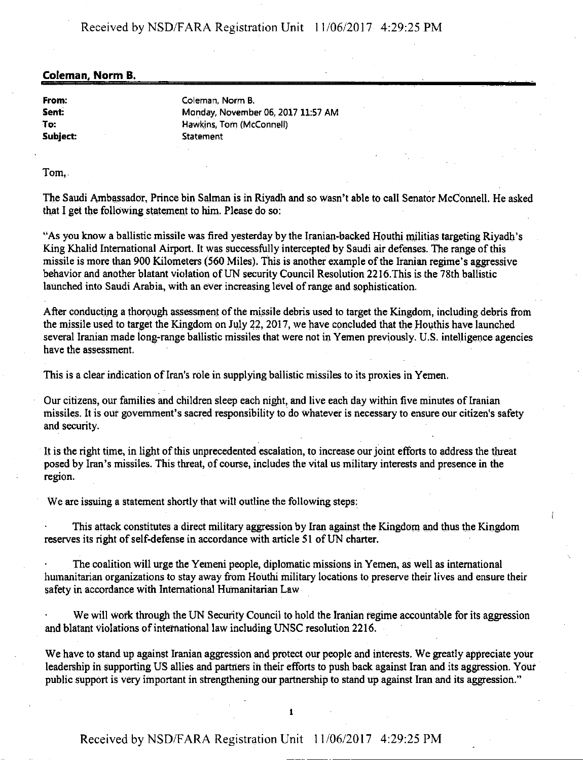**Coleman, Norm B.**

**From:** Coleman, Norm B.
**Sent:** Monday, November 06, 2017 11:57 AM
**To:** Hawkins, Tom (McConnell)
**Subject:** Statement

Tom,

The Saudi Ambassador, Prince bin Salman is in Riyadh and so wasn't able to call Senator McConnell. He asked that I get the following statement to him. Please do so:

"As you know a ballistic missile was fired yesterday by the Iranian-backed Houthi militias targeting Riyadh's King Khalid International Airport. It was successfully intercepted by Saudi air defenses. The range of this missile is more than 900 Kilometers (560 Miles). This is another example of the Iranian regime's aggressive behavior and another blatant violation of UN security Council Resolution 2216.This is the 78th ballistic launched into Saudi Arabia, with an ever increasing level of range and sophistication.

After conducting a thorough assessment of the missile debris used to target the Kingdom, including debris from the missile used to target the Kingdom on July 22, 2017, we have concluded that the Houthis have launched several Iranian made long-range ballistic missiles that were not in Yemen previously. U.S. intelligence agencies have the assessment.

This is a clear indication of Iran's role in supplying ballistic missiles to its proxies in Yemen.

Our citizens, our families and children sleep each night, and live each day within five minutes of Iranian missiles. It is our government's sacred responsibility to do whatever is necessary to ensure our citizen's safety and security.

It is the right time, in light of this unprecedented escalation, to increase our joint efforts to address the threat posed by Iran's missiles. This threat, of course, includes the vital us military interests and presence in the region.

We are issuing a statement shortly that will outline the following steps:

- This attack constitutes a direct military aggression by Iran against the Kingdom and thus the Kingdom reserves its right of self-defense in accordance with article 51 of UN charter.

- The coalition will urge the Yemeni people, diplomatic missions in Yemen, as well as international humanitarian organizations to stay away from Houthi military locations to preserve their lives and ensure their safety in accordance with International Humanitarian Law

- We will work through the UN Security Council to hold the Iranian regime accountable for its aggression and blatant violations of international law including UNSC resolution 2216.

We have to stand up against Iranian aggression and protect our people and interests. We greatly appreciate your leadership in supporting US allies and partners in their efforts to push back against Iran and its aggression. Your public support is very important in strengthening our partnership to stand up against Iran and its aggression."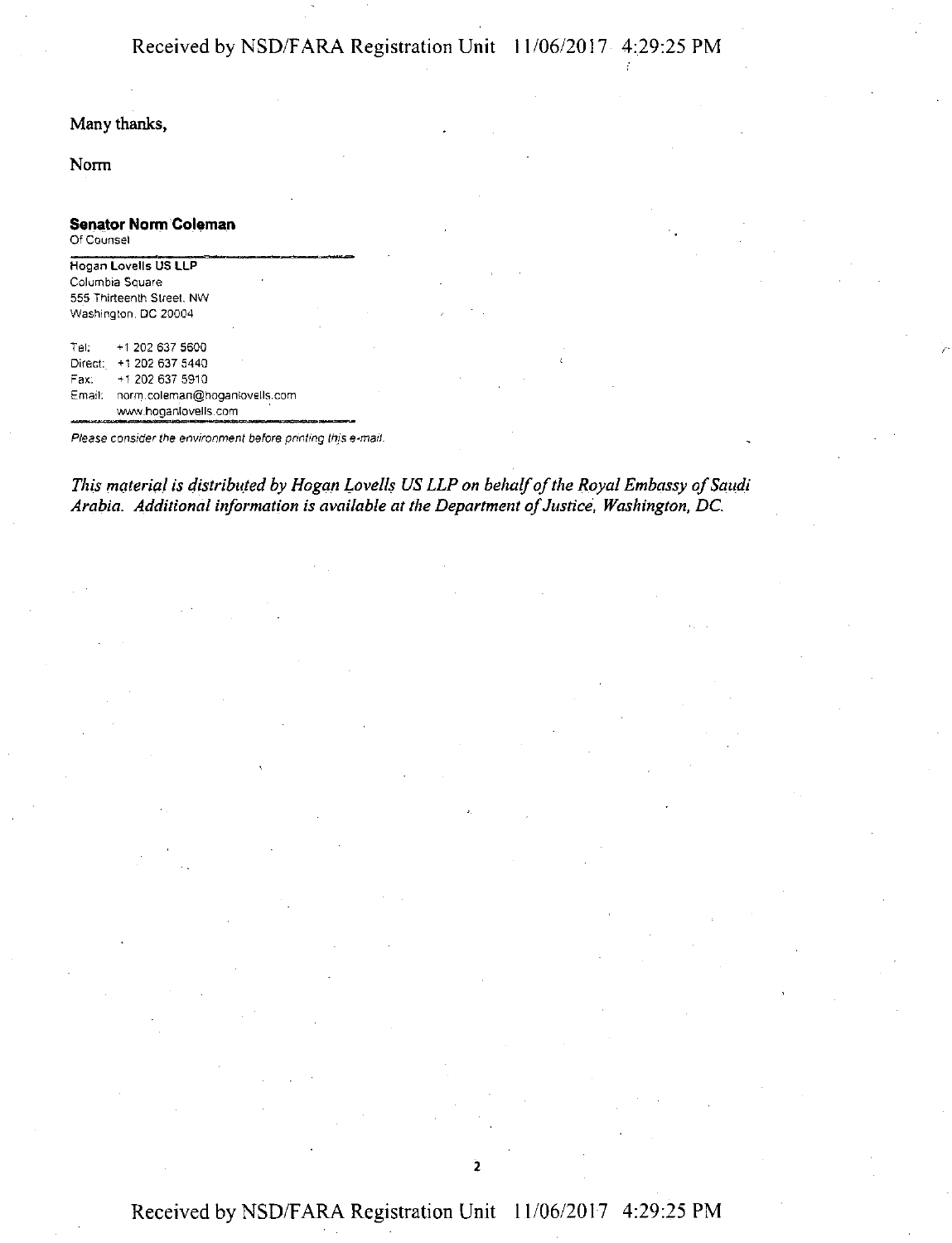Many thanks,

Norm

**Senator Norm Coleman**
Of Counsel

**Hogan Lovells US LLP**
Columbia Square
555 Thirteenth Street, NW
Washington, DC 20004

Tel: +1 202 637 5600
Direct: +1 202 637 5440
Fax: +1 202 637 5910
Email: norm.coleman@hoganlovells.com
www.hoganlovells.com

*Please consider the environment before printing this e-mail.*

*This material is distributed by Hogan Lovells US LLP on behalf of the Royal Embassy of Saudi Arabia. Additional information is available at the Department of Justice, Washington, DC.*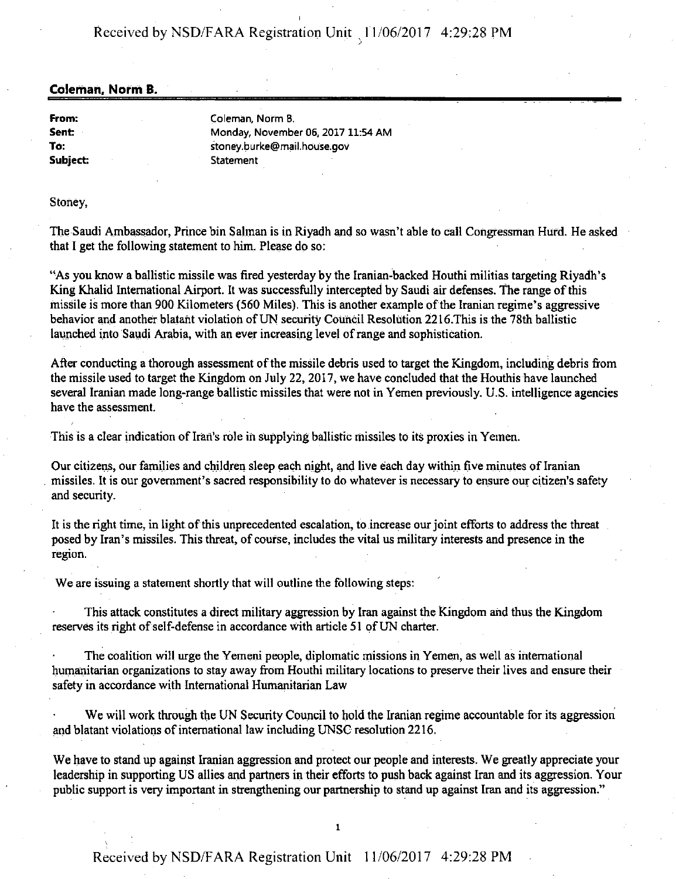**Coleman, Norm B.**

**From:** Coleman, Norm B.
**Sent:** Monday, November 06, 2017 11:54 AM
**To:** stoney.burke@mail.house.gov
**Subject:** Statement

Stoney,

The Saudi Ambassador, Prince bin Salman is in Riyadh and so wasn't able to call Congressman Hurd. He asked that I get the following statement to him. Please do so:

"As you know a ballistic missile was fired yesterday by the Iranian-backed Houthi militias targeting Riyadh's King Khalid International Airport. It was successfully intercepted by Saudi air defenses. The range of this missile is more than 900 Kilometers (560 Miles). This is another example of the Iranian regime's aggressive behavior and another blatant violation of UN security Council Resolution 2216.This is the 78th ballistic launched into Saudi Arabia, with an ever increasing level of range and sophistication.

After conducting a thorough assessment of the missile debris used to target the Kingdom, including debris from the missile used to target the Kingdom on July 22, 2017, we have concluded that the Houthis have launched several Iranian made long-range ballistic missiles that were not in Yemen previously. U.S. intelligence agencies have the assessment.

This is a clear indication of Iran's role in supplying ballistic missiles to its proxies in Yemen.

Our citizens, our families and children sleep each night, and live each day within five minutes of Iranian missiles. It is our government's sacred responsibility to do whatever is necessary to ensure our citizen's safety and security.

It is the right time, in light of this unprecedented escalation, to increase our joint efforts to address the threat posed by Iran's missiles. This threat, of course, includes the vital us military interests and presence in the region.

We are issuing a statement shortly that will outline the following steps:

- This attack constitutes a direct military aggression by Iran against the Kingdom and thus the Kingdom reserves its right of self-defense in accordance with article 51 of UN charter.
- The coalition will urge the Yemeni people, diplomatic missions in Yemen, as well as international humanitarian organizations to stay away from Houthi military locations to preserve their lives and ensure their safety in accordance with International Humanitarian Law
- We will work through the UN Security Council to hold the Iranian regime accountable for its aggression and blatant violations of international law including UNSC resolution 2216.

We have to stand up against Iranian aggression and protect our people and interests. We greatly appreciate your leadership in supporting US allies and partners in their efforts to push back against Iran and its aggression. Your public support is very important in strengthening our partnership to stand up against Iran and its aggression."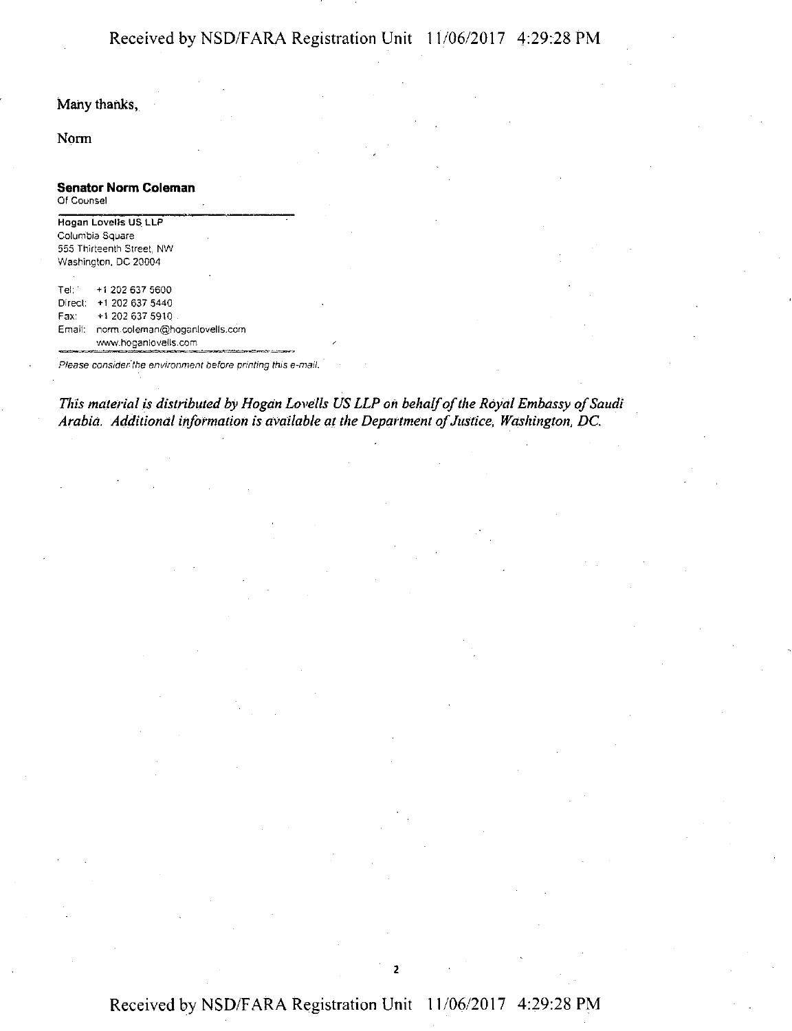Many thanks,

Norm

**Senator Norm Coleman**
Of Counsel

**Hogan Lovells US LLP**
Columbia Square
555 Thirteenth Street, NW
Washington, DC 20004

Tel: +1 202 637 5600
Direct: +1 202 637 5440
Fax: +1 202 637 5910
Email: norm.coleman@hoganlovells.com
www.hoganlovells.com

*Please consider the environment before printing this e-mail.*

*This material is distributed by Hogan Lovells US LLP on behalf of the Royal Embassy of Saudi Arabia. Additional information is available at the Department of Justice, Washington, DC.*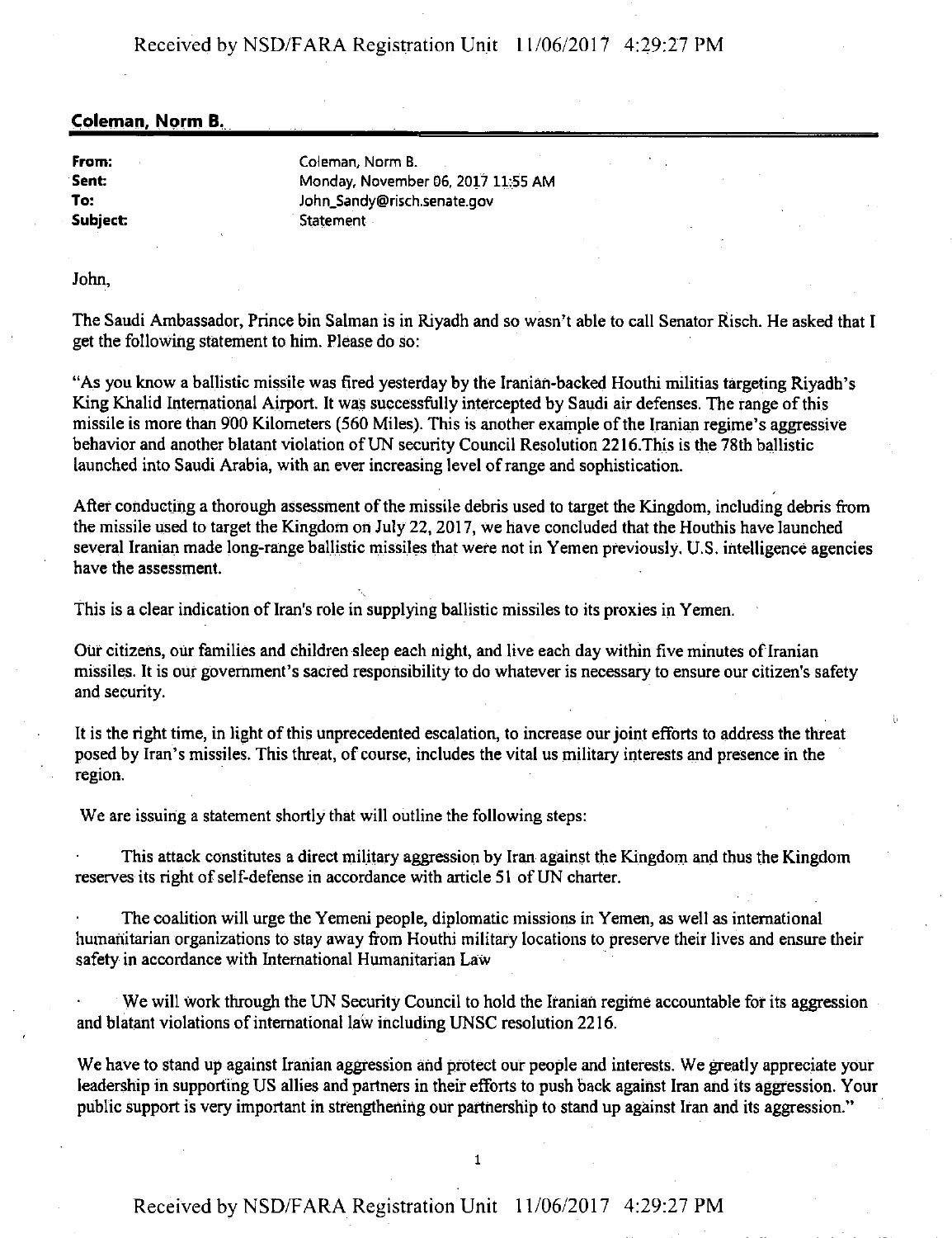**Coleman, Norm B.**

**From:** Coleman, Norm B.
**Sent:** Monday, November 06, 2017 11:55 AM
**To:** John_Sandy@risch.senate.gov
**Subject:** Statement

John,

The Saudi Ambassador, Prince bin Salman is in Riyadh and so wasn't able to call Senator Risch. He asked that I get the following statement to him. Please do so:

"As you know a ballistic missile was fired yesterday by the Iranian-backed Houthi militias targeting Riyadh's King Khalid International Airport. It was successfully intercepted by Saudi air defenses. The range of this missile is more than 900 Kilometers (560 Miles). This is another example of the Iranian regime's aggressive behavior and another blatant violation of UN security Council Resolution 2216.This is the 78th ballistic launched into Saudi Arabia, with an ever increasing level of range and sophistication.

After conducting a thorough assessment of the missile debris used to target the Kingdom, including debris from the missile used to target the Kingdom on July 22, 2017, we have concluded that the Houthis have launched several Iranian made long-range ballistic missiles that were not in Yemen previously. U.S. intelligence agencies have the assessment.

This is a clear indication of Iran's role in supplying ballistic missiles to its proxies in Yemen.

Our citizens, our families and children sleep each night, and live each day within five minutes of Iranian missiles. It is our government's sacred responsibility to do whatever is necessary to ensure our citizen's safety and security.

It is the right time, in light of this unprecedented escalation, to increase our joint efforts to address the threat posed by Iran's missiles. This threat, of course, includes the vital us military interests and presence in the region.

We are issuing a statement shortly that will outline the following steps:

- This attack constitutes a direct military aggression by Iran against the Kingdom and thus the Kingdom reserves its right of self-defense in accordance with article 51 of UN charter.

- The coalition will urge the Yemeni people, diplomatic missions in Yemen, as well as international humanitarian organizations to stay away from Houthi military locations to preserve their lives and ensure their safety in accordance with International Humanitarian Law

- We will work through the UN Security Council to hold the Iranian regime accountable for its aggression and blatant violations of international law including UNSC resolution 2216.

We have to stand up against Iranian aggression and protect our people and interests. We greatly appreciate your leadership in supporting US allies and partners in their efforts to push back against Iran and its aggression. Your public support is very important in strengthening our partnership to stand up against Iran and its aggression."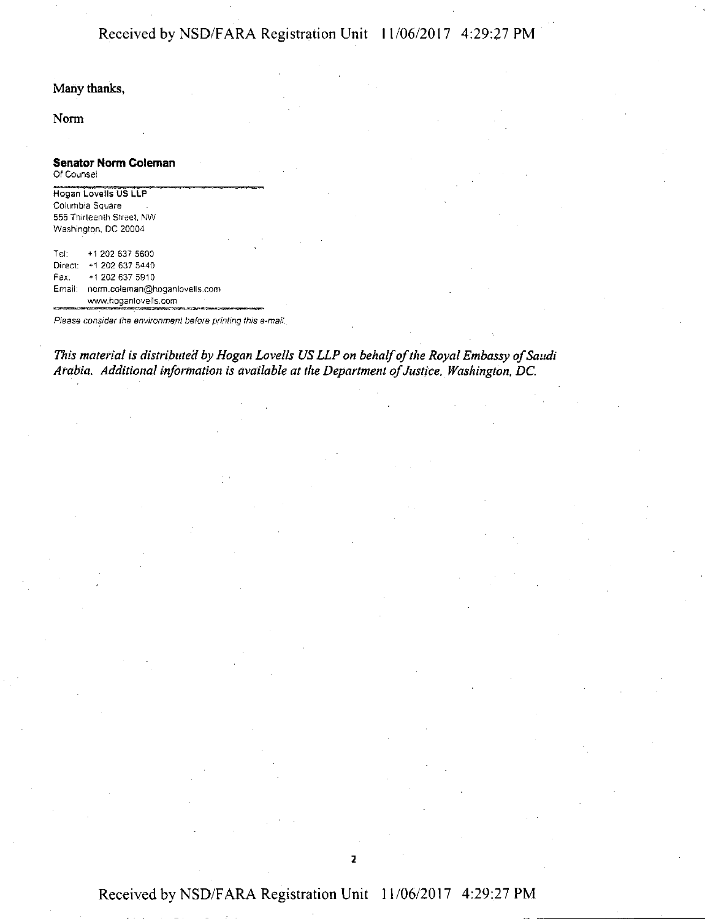Many thanks,

Norm

**Senator Norm Coleman**
Of Counsel

**Hogan Lovells US LLP**
Columbia Square
555 Thirteenth Street, NW
Washington, DC 20004

Tel: +1 202 637 5600
Direct: +1 202 637 5440
Fax: +1 202 637 5910
Email: norm.coleman@hoganlovells.com
www.hoganlovells.com

*Please consider the environment before printing this e-mail.*

*This material is distributed by Hogan Lovells US LLP on behalf of the Royal Embassy of Saudi Arabia. Additional information is available at the Department of Justice, Washington, DC.*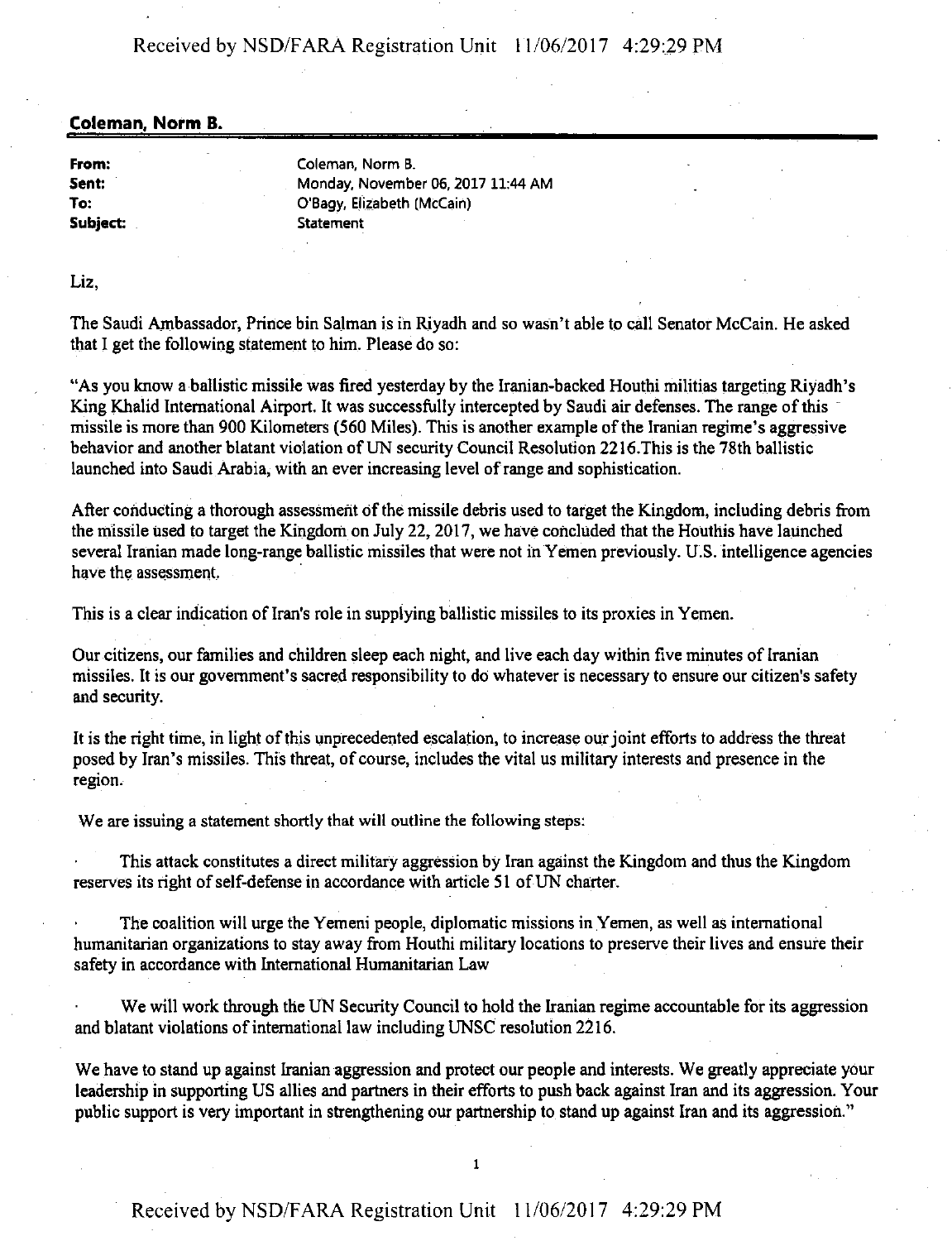## Coleman, Norm B.

**From:** Coleman, Norm B.
**Sent:** Monday, November 06, 2017 11:44 AM
**To:** O'Bagy, Elizabeth (McCain)
**Subject:** Statement

Liz,

The Saudi Ambassador, Prince bin Salman is in Riyadh and so wasn't able to call Senator McCain. He asked that I get the following statement to him. Please do so:

"As you know a ballistic missile was fired yesterday by the Iranian-backed Houthi militias targeting Riyadh's King Khalid International Airport. It was successfully intercepted by Saudi air defenses. The range of this missile is more than 900 Kilometers (560 Miles). This is another example of the Iranian regime's aggressive behavior and another blatant violation of UN security Council Resolution 2216.This is the 78th ballistic launched into Saudi Arabia, with an ever increasing level of range and sophistication.

After conducting a thorough assessment of the missile debris used to target the Kingdom, including debris from the missile used to target the Kingdom on July 22, 2017, we have concluded that the Houthis have launched several Iranian made long-range ballistic missiles that were not in Yemen previously. U.S. intelligence agencies have the assessment.

This is a clear indication of Iran's role in supplying ballistic missiles to its proxies in Yemen.

Our citizens, our families and children sleep each night, and live each day within five minutes of Iranian missiles. It is our government's sacred responsibility to do whatever is necessary to ensure our citizen's safety and security.

It is the right time, in light of this unprecedented escalation, to increase our joint efforts to address the threat posed by Iran's missiles. This threat, of course, includes the vital us military interests and presence in the region.

We are issuing a statement shortly that will outline the following steps:

- This attack constitutes a direct military aggression by Iran against the Kingdom and thus the Kingdom reserves its right of self-defense in accordance with article 51 of UN charter.

- The coalition will urge the Yemeni people, diplomatic missions in Yemen, as well as international humanitarian organizations to stay away from Houthi military locations to preserve their lives and ensure their safety in accordance with International Humanitarian Law

- We will work through the UN Security Council to hold the Iranian regime accountable for its aggression and blatant violations of international law including UNSC resolution 2216.

We have to stand up against Iranian aggression and protect our people and interests. We greatly appreciate your leadership in supporting US allies and partners in their efforts to push back against Iran and its aggression. Your public support is very important in strengthening our partnership to stand up against Iran and its aggression."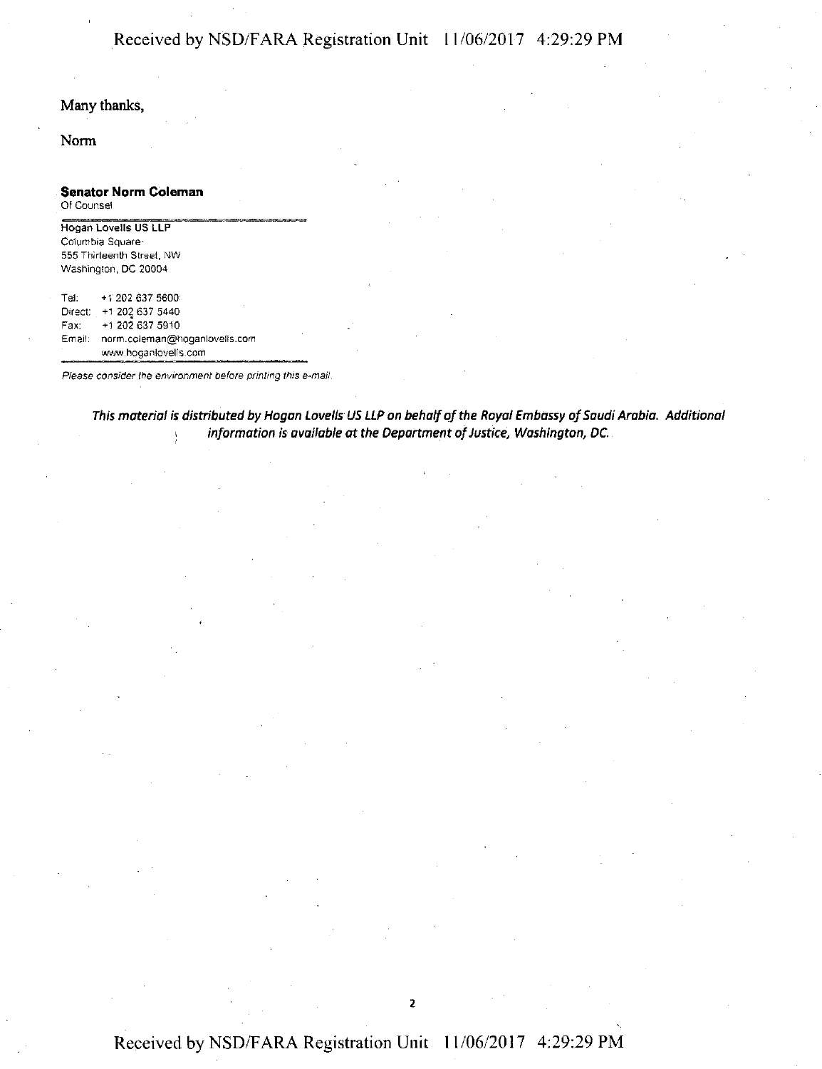Many thanks,

Norm

**Senator Norm Coleman**
Of Counsel

**Hogan Lovells US LLP**
Columbia Square
555 Thirteenth Street, NW
Washington, DC 20004

Tel: +1 202 637 5600
Direct: +1 202 637 5440
Fax: +1 202 637 5910
Email: norm.coleman@hoganlovells.com
www.hoganlovells.com

*Please consider the environment before printing this e-mail.*

***This material is distributed by Hogan Lovells US LLP on behalf of the Royal Embassy of Saudi Arabia. Additional information is available at the Department of Justice, Washington, DC.***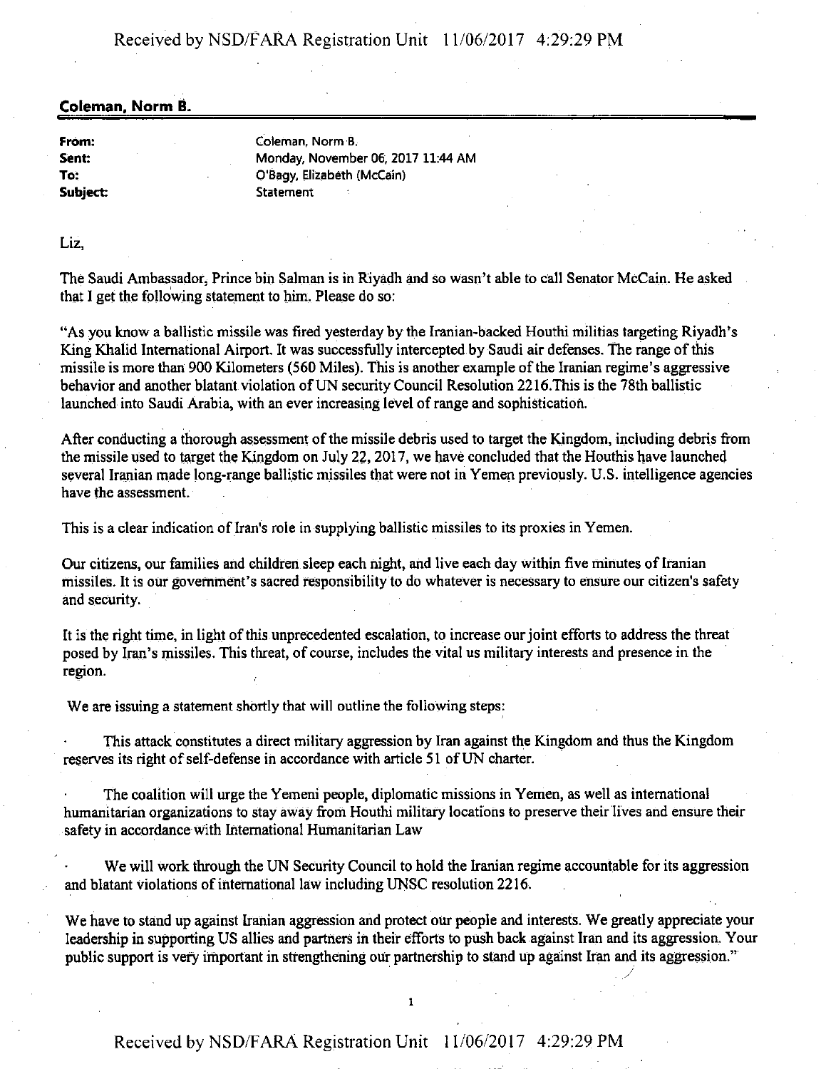**Coleman, Norm B.**

**From:** Coleman, Norm B.
**Sent:** Monday, November 06, 2017 11:44 AM
**To:** O'Bagy, Elizabeth (McCain)
**Subject:** Statement

Liz,

The Saudi Ambassador, Prince bin Salman is in Riyadh and so wasn't able to call Senator McCain. He asked that I get the following statement to him. Please do so:

"As you know a ballistic missile was fired yesterday by the Iranian-backed Houthi militias targeting Riyadh's King Khalid International Airport. It was successfully intercepted by Saudi air defenses. The range of this missile is more than 900 Kilometers (560 Miles). This is another example of the Iranian regime's aggressive behavior and another blatant violation of UN security Council Resolution 2216.This is the 78th ballistic launched into Saudi Arabia, with an ever increasing level of range and sophistication.

After conducting a thorough assessment of the missile debris used to target the Kingdom, including debris from the missile used to target the Kingdom on July 22, 2017, we have concluded that the Houthis have launched several Iranian made long-range ballistic missiles that were not in Yemen previously. U.S. intelligence agencies have the assessment.

This is a clear indication of Iran's role in supplying ballistic missiles to its proxies in Yemen.

Our citizens, our families and children sleep each night, and live each day within five minutes of Iranian missiles. It is our government's sacred responsibility to do whatever is necessary to ensure our citizen's safety and security.

It is the right time, in light of this unprecedented escalation, to increase our joint efforts to address the threat posed by Iran's missiles. This threat, of course, includes the vital us military interests and presence in the region.

We are issuing a statement shortly that will outline the following steps:

- This attack constitutes a direct military aggression by Iran against the Kingdom and thus the Kingdom reserves its right of self-defense in accordance with article 51 of UN charter.
- The coalition will urge the Yemeni people, diplomatic missions in Yemen, as well as international humanitarian organizations to stay away from Houthi military locations to preserve their lives and ensure their safety in accordance with International Humanitarian Law
- We will work through the UN Security Council to hold the Iranian regime accountable for its aggression and blatant violations of international law including UNSC resolution 2216.

We have to stand up against Iranian aggression and protect our people and interests. We greatly appreciate your leadership in supporting US allies and partners in their efforts to push back against Iran and its aggression. Your public support is very important in strengthening our partnership to stand up against Iran and its aggression."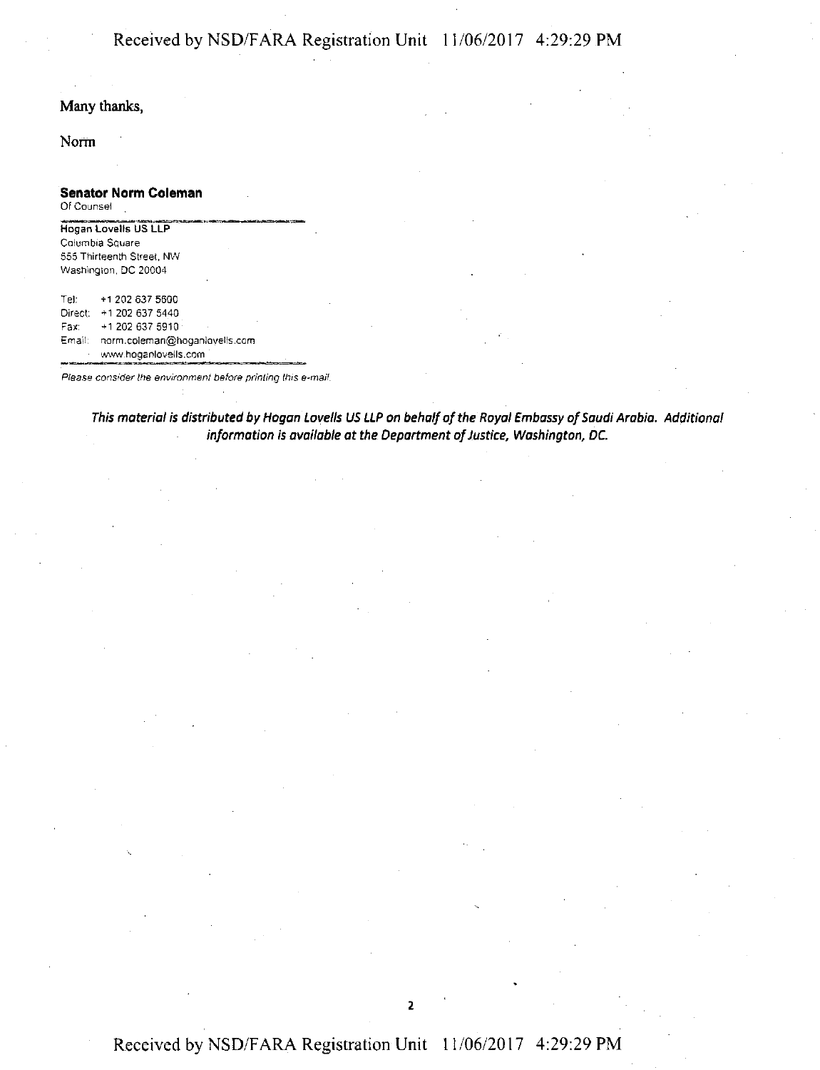Many thanks,

Norm

**Senator Norm Coleman**
Of Counsel

**Hogan Lovells US LLP**
Columbia Square
555 Thirteenth Street, NW
Washington, DC 20004

Tel: +1 202 637 5600
Direct: +1 202 637 5440
Fax: +1 202 637 5910
Email: norm.coleman@hoganlovells.com
www.hoganlovells.com

*Please consider the environment before printing this e-mail.*

***This material is distributed by Hogan Lovells US LLP on behalf of the Royal Embassy of Saudi Arabia. Additional information is available at the Department of Justice, Washington, DC.***